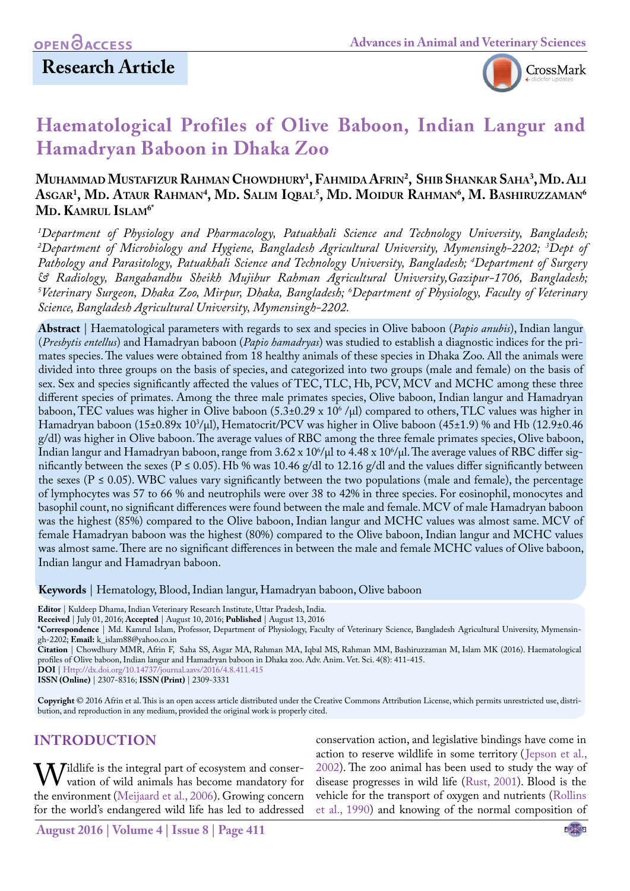Research Article

# Haematological Profiles of Olive Baboon, Indian Langur and Hamadryan Baboon in Dhaka Zoo

**Muhammad Mustafizur Rahman Chowdhury[1], Fahmida Afrin[2], Shib Shankar Saha[3], Md. Ali Asgar[1], Md. Ataur Rahman[4], Md. Salim Iqbal[5], Md. Moidur Rahman[6], M. Bashiruzzaman[6] Md. Kamrul Islam[6*]**

*[1]Department of Physiology and Pharmacology, Patuakhali Science and Technology University, Bangladesh; [2]Department of Microbiology and Hygiene, Bangladesh Agricultural University, Mymensingh-2202; [3]Dept of Pathology and Parasitology, Patuakhali Science and Technology University, Bangladesh; [4]Department of Surgery & Radiology, Bangabandhu Sheikh Mujibur Rahman Agricultural University, Gazipur-1706, Bangladesh; [5]Veterinary Surgeon, Dhaka Zoo, Mirpur, Dhaka, Bangladesh; [6]Department of Physiology, Faculty of Veterinary Science, Bangladesh Agricultural University, Mymensingh-2202.*

**Abstract** | Haematological parameters with regards to sex and species in Olive baboon (*Papio anubis*), Indian langur (*Presbytis entellus*) and Hamadryan baboon (*Papio hamadryas*) was studied to establish a diagnostic indices for the primates species. The values were obtained from 18 healthy animals of these species in Dhaka Zoo. All the animals were divided into three groups on the basis of species, and categorized into two groups (male and female) on the basis of sex. Sex and species significantly affected the values of TEC, TLC, Hb, PCV, MCV and MCHC among these three different species of primates. Among the three male primates species, Olive baboon, Indian langur and Hamadryan baboon, TEC values was higher in Olive baboon ($5.3 \pm 0.29 \times 10^6$ /µl) compared to others, TLC values was higher in Hamadryan baboon ($15 \pm 0.89 \times 10^3$/µl), Hematocrit/PCV was higher in Olive baboon ($45 \pm 1.9$) % and Hb ($12.9 \pm 0.46$ g/dl) was higher in Olive baboon. The average values of RBC among the three female primates species, Olive baboon, Indian langur and Hamadryan baboon, range from $3.62 \times 10^6$/µl to $4.48 \times 10^6$/µl. The average values of RBC differ significantly between the sexes ($P \leq 0.05$). Hb % was 10.46 g/dl to 12.16 g/dl and the values differ significantly between the sexes ($P \leq 0.05$). WBC values vary significantly between the two populations (male and female), the percentage of lymphocytes was 57 to 66 % and neutrophils were over 38 to 42% in three species. For eosinophil, monocytes and basophil count, no significant differences were found between the male and female. MCV of male Hamadryan baboon was the highest (85%) compared to the Olive baboon, Indian langur and MCHC values was almost same. MCV of female Hamadryan baboon was the highest (80%) compared to the Olive baboon, Indian langur and MCHC values was almost same. There are no significant differences in between the male and female MCHC values of Olive baboon, Indian langur and Hamadryan baboon.

**Keywords** | Hematology, Blood, Indian langur, Hamadryan baboon, Olive baboon

**Editor** | Kuldeep Dhama, Indian Veterinary Research Institute, Uttar Pradesh, India.
**Received** | July 01, 2016; **Accepted** | August 10, 2016; **Published** | August 13, 2016
**\*Correspondence** | Md. Kamrul Islam, Professor, Department of Physiology, Faculty of Veterinary Science, Bangladesh Agricultural University, Mymensingh-2202; **Email:** k_islam88@yahoo.co.in
**Citation** | Chowdhury MMR, Afrin F, Saha SS, Asgar MA, Rahman MA, Iqbal MS, Rahman MM, Bashiruzzaman M, Islam MK (2016). Haematological profiles of Olive baboon, Indian langur and Hamadryan baboon in Dhaka zoo. Adv. Anim. Vet. Sci. 4(8): 411-415.
**DOI** | Http://dx.doi.org/10.14737/journal.aavs/2016/4.8.411.415
**ISSN (Online)** | 2307-8316; **ISSN (Print)** | 2309-3331

**Copyright** © 2016 Afrin et al. This is an open access article distributed under the Creative Commons Attribution License, which permits unrestricted use, distribution, and reproduction in any medium, provided the original work is properly cited.

## INTRODUCTION

Wildlife is the integral part of ecosystem and conservation of wild animals has become mandatory for the environment (Meijaard et al., 2006). Growing concern for the world's endangered wild life has led to addressed conservation action, and legislative bindings have come in action to reserve wildlife in some territory (Jepson et al., 2002). The zoo animal has been used to study the way of disease progresses in wild life (Rust, 2001). Blood is the vehicle for the transport of oxygen and nutrients (Rollins et al., 1990) and knowing of the normal composition of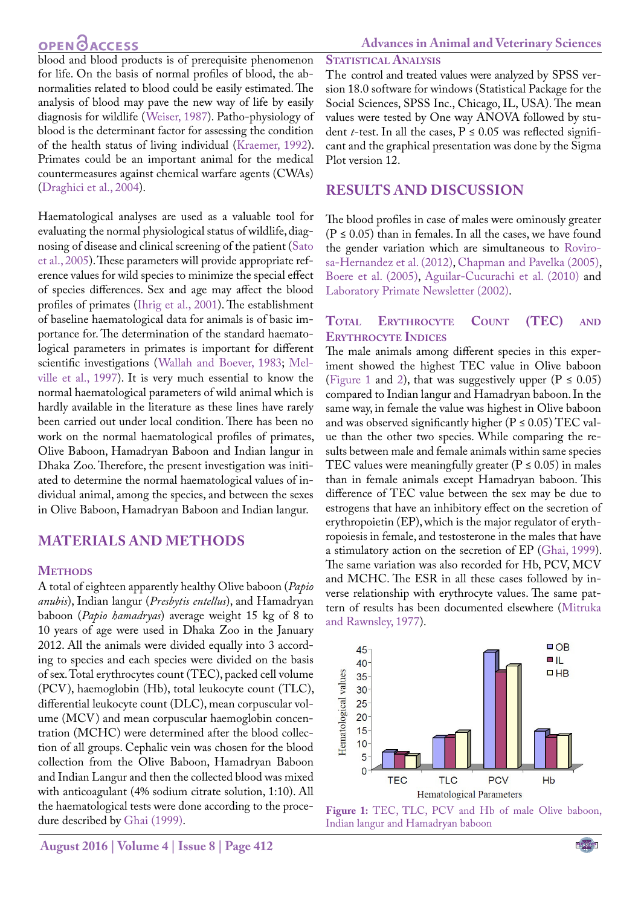blood and blood products is of prerequisite phenomenon for life. On the basis of normal profiles of blood, the abnormalities related to blood could be easily estimated. The analysis of blood may pave the new way of life by easily diagnosis for wildlife (Weiser, 1987). Patho-physiology of blood is the determinant factor for assessing the condition of the health status of living individual (Kraemer, 1992). Primates could be an important animal for the medical countermeasures against chemical warfare agents (CWAs) (Draghici et al., 2004).

Haematological analyses are used as a valuable tool for evaluating the normal physiological status of wildlife, diagnosing of disease and clinical screening of the patient (Sato et al., 2005). These parameters will provide appropriate reference values for wild species to minimize the special effect of species differences. Sex and age may affect the blood profiles of primates (Ihrig et al., 2001). The establishment of baseline haematological data for animals is of basic importance for. The determination of the standard haematological parameters in primates is important for different scientific investigations (Wallah and Boever, 1983; Melville et al., 1997). It is very much essential to know the normal haematological parameters of wild animal which is hardly available in the literature as these lines have rarely been carried out under local condition. There has been no work on the normal haematological profiles of primates, Olive Baboon, Hamadryan Baboon and Indian langur in Dhaka Zoo. Therefore, the present investigation was initiated to determine the normal haematological values of individual animal, among the species, and between the sexes in Olive Baboon, Hamadryan Baboon and Indian langur.

## MATERIALS AND METHODS

### Methods

A total of eighteen apparently healthy Olive baboon (*Papio anubis*), Indian langur (*Presbytis entellus*), and Hamadryan baboon (*Papio hamadryas*) average weight 15 kg of 8 to 10 years of age were used in Dhaka Zoo in the January 2012. All the animals were divided equally into 3 according to species and each species were divided on the basis of sex. Total erythrocytes count (TEC), packed cell volume (PCV), haemoglobin (Hb), total leukocyte count (TLC), differential leukocyte count (DLC), mean corpuscular volume (MCV) and mean corpuscular haemoglobin concentration (MCHC) were determined after the blood collection of all groups. Cephalic vein was chosen for the blood collection from the Olive Baboon, Hamadryan Baboon and Indian Langur and then the collected blood was mixed with anticoagulant (4% sodium citrate solution, 1:10). All the haematological tests were done according to the procedure described by Ghai (1999).

### Statistical Analysis

The control and treated values were analyzed by SPSS version 18.0 software for windows (Statistical Package for the Social Sciences, SPSS Inc., Chicago, IL, USA). The mean values were tested by One way ANOVA followed by student *t*-test. In all the cases, $P \leq 0.05$ was reflected significant and the graphical presentation was done by the Sigma Plot version 12.

## RESULTS AND DISCUSSION

The blood profiles in case of males were ominously greater ($P \leq 0.05$) than in females. In all the cases, we have found the gender variation which are simultaneous to Rovirosa-Hernandez et al. (2012), Chapman and Pavelka (2005), Boere et al. (2005), Aguilar-Cucurachi et al. (2010) and Laboratory Primate Newsletter (2002).

### Total Erythrocyte Count (TEC) and Erythrocyte Indices

The male animals among different species in this experiment showed the highest TEC value in Olive baboon (Figure 1 and 2), that was suggestively upper ($P \leq 0.05$) compared to Indian langur and Hamadryan baboon. In the same way, in female the value was highest in Olive baboon and was observed significantly higher ($P \leq 0.05$) TEC value than the other two species. While comparing the results between male and female animals within same species TEC values were meaningfully greater ($P \leq 0.05$) in males than in female animals except Hamadryan baboon. This difference of TEC value between the sex may be due to estrogens that have an inhibitory effect on the secretion of erythropoietin (EP), which is the major regulator of erythropoiesis in female, and testosterone in the males that have a stimulatory action on the secretion of EP (Ghai, 1999). The same variation was also recorded for Hb, PCV, MCV and MCHC. The ESR in all these cases followed by inverse relationship with erythrocyte values. The same pattern of results has been documented elsewhere (Mitruka and Rawnsley, 1977).

Figure 1: TEC, TLC, PCV and Hb of male Olive baboon, Indian langur and Hamadryan baboon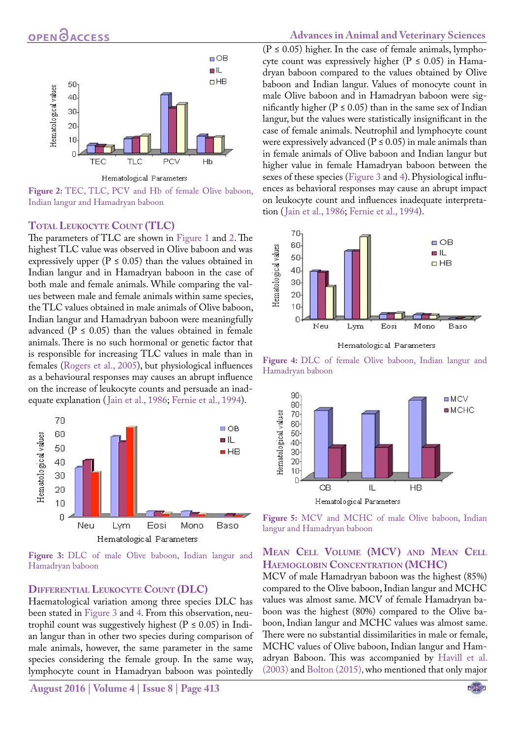Figure 2: TEC, TLC, PCV and Hb of female Olive baboon, Indian langur and Hamadryan baboon

## Total Leukocyte Count (TLC)

The parameters of TLC are shown in Figure 1 and 2. The highest TLC value was observed in Olive baboon and was expressively upper ($P \leq 0.05$) than the values obtained in Indian langur and in Hamadryan baboon in the case of both male and female animals. While comparing the values between male and female animals within same species, the TLC values obtained in male animals of Olive baboon, Indian langur and Hamadryan baboon were meaningfully advanced ($P \leq 0.05$) than the values obtained in female animals. There is no such hormonal or genetic factor that is responsible for increasing TLC values in male than in females (Rogers et al., 2005), but physiological influences as a behavioural responses may causes an abrupt influence on the increase of leukocyte counts and persuade an inadequate explanation (Jain et al., 1986; Fernie et al., 1994).

Figure 3: DLC of male Olive baboon, Indian langur and Hamadryan baboon

## Differential Leukocyte Count (DLC)

Haematological variation among three species DLC has been stated in Figure 3 and 4. From this observation, neutrophil count was suggestively highest ($P \leq 0.05$) in Indian langur than in other two species during comparison of male animals, however, the same parameter in the same species considering the female group. In the same way, lymphocyte count in Hamadryan baboon was pointedly ($P \leq 0.05$) higher. In the case of female animals, lymphocyte count was expressively higher ($P \leq 0.05$) in Hamadryan baboon compared to the values obtained by Olive baboon and Indian langur. Values of monocyte count in male Olive baboon and in Hamadryan baboon were significantly higher ($P \leq 0.05$) than in the same sex of Indian langur, but the values were statistically insignificant in the case of female animals. Neutrophil and lymphocyte count were expressively advanced ($P \leq 0.05$) in male animals than in female animals of Olive baboon and Indian langur but higher value in female Hamadryan baboon between the sexes of these species (Figure 3 and 4). Physiological influences as behavioral responses may cause an abrupt impact on leukocyte count and influences inadequate interpretation (Jain et al., 1986; Fernie et al., 1994).

Figure 4: DLC of female Olive baboon, Indian langur and Hamadryan baboon

Figure 5: MCV and MCHC of male Olive baboon, Indian langur and Hamadryan baboon

## Mean Cell Volume (MCV) and Mean Cell Haemoglobin Concentration (MCHC)

MCV of male Hamadryan baboon was the highest (85%) compared to the Olive baboon, Indian langur and MCHC values was almost same. MCV of female Hamadryan baboon was the highest (80%) compared to the Olive baboon, Indian langur and MCHC values was almost same. There were no substantial dissimilarities in male or female, MCHC values of Olive baboon, Indian langur and Hamadryan Baboon. This was accompanied by Havill et al. (2003) and Bolton (2015), who mentioned that only major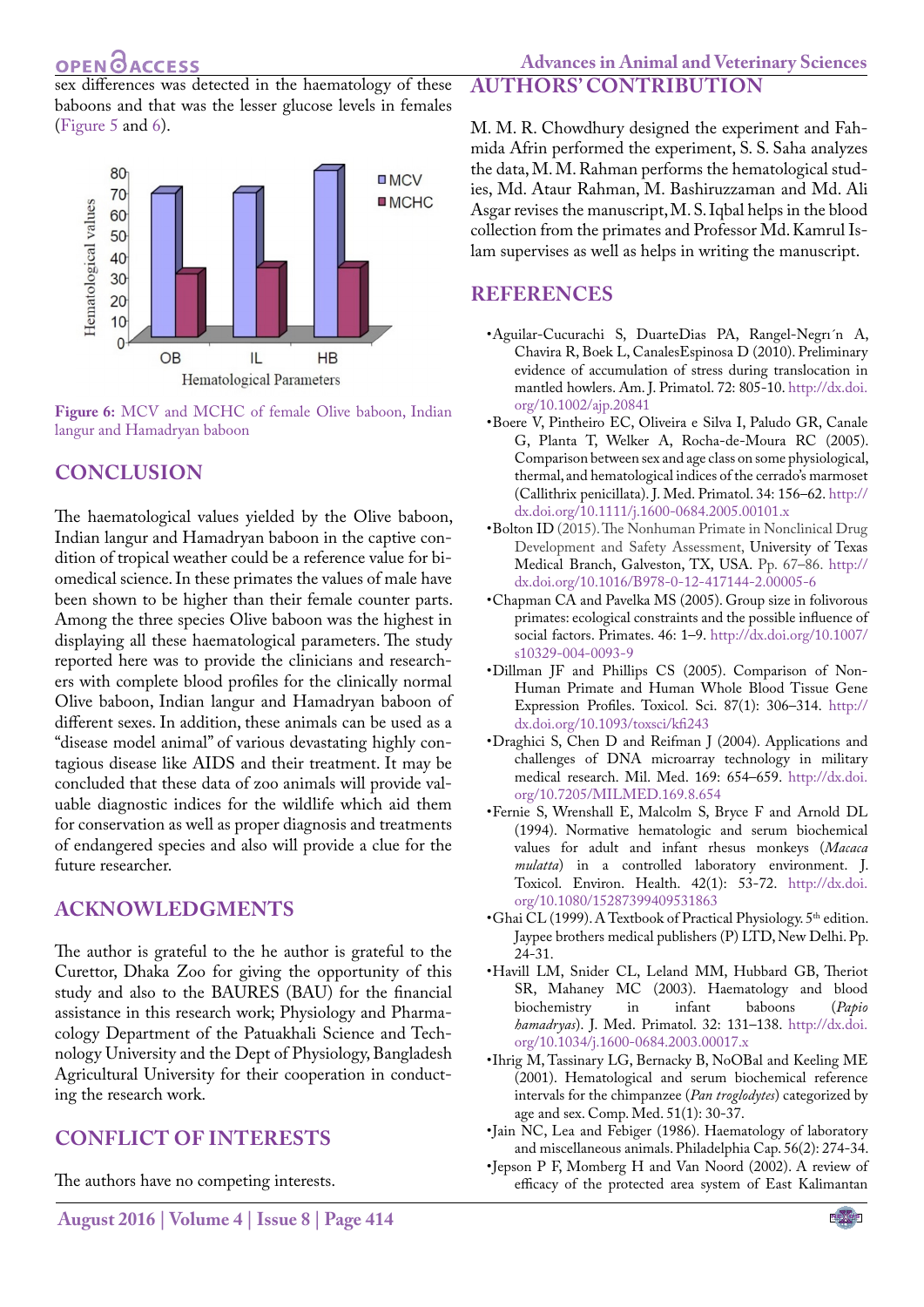sex differences was detected in the haematology of these baboons and that was the lesser glucose levels in females (Figure 5 and 6).

**Figure 6:** MCV and MCHC of female Olive baboon, Indian langur and Hamadryan baboon

## CONCLUSION

The haematological values yielded by the Olive baboon, Indian langur and Hamadryan baboon in the captive condition of tropical weather could be a reference value for biomedical science. In these primates the values of male have been shown to be higher than their female counter parts. Among the three species Olive baboon was the highest in displaying all these haematological parameters. The study reported here was to provide the clinicians and researchers with complete blood profiles for the clinically normal Olive baboon, Indian langur and Hamadryan baboon of different sexes. In addition, these animals can be used as a "disease model animal" of various devastating highly contagious disease like AIDS and their treatment. It may be concluded that these data of zoo animals will provide valuable diagnostic indices for the wildlife which aid them for conservation as well as proper diagnosis and treatments of endangered species and also will provide a clue for the future researcher.

## ACKNOWLEDGMENTS

The author is grateful to the he author is grateful to the Curettor, Dhaka Zoo for giving the opportunity of this study and also to the BAURES (BAU) for the financial assistance in this research work; Physiology and Pharmacology Department of the Patuakhali Science and Technology University and the Dept of Physiology, Bangladesh Agricultural University for their cooperation in conducting the research work.

## CONFLICT OF INTERESTS

The authors have no competing interests.

## AUTHORS' CONTRIBUTION

M. M. R. Chowdhury designed the experiment and Fahmida Afrin performed the experiment, S. S. Saha analyzes the data, M. M. Rahman performs the hematological studies, Md. Ataur Rahman, M. Bashiruzzaman and Md. Ali Asgar revises the manuscript, M. S. Iqbal helps in the blood collection from the primates and Professor Md. Kamrul Islam supervises as well as helps in writing the manuscript.

## REFERENCES

- Aguilar-Cucurachi S, DuarteDias PA, Rangel-Negrı´n A, Chavira R, Boek L, CanalesEspinosa D (2010). Preliminary evidence of accumulation of stress during translocation in mantled howlers. Am. J. Primatol. 72: 805-10. http://dx.doi.org/10.1002/ajp.20841
- Boere V, Pintheiro EC, Oliveira e Silva I, Paludo GR, Canale G, Planta T, Welker A, Rocha-de-Moura RC (2005). Comparison between sex and age class on some physiological, thermal, and hematological indices of the cerrado's marmoset (Callithrix penicillata). J. Med. Primatol. 34: 156–62. http://dx.doi.org/10.1111/j.1600-0684.2005.00101.x
- Bolton ID (2015). The Nonhuman Primate in Nonclinical Drug Development and Safety Assessment, University of Texas Medical Branch, Galveston, TX, USA. Pp. 67–86. http://dx.doi.org/10.1016/B978-0-12-417144-2.00005-6
- Chapman CA and Pavelka MS (2005). Group size in folivorous primates: ecological constraints and the possible influence of social factors. Primates. 46: 1–9. http://dx.doi.org/10.1007/s10329-004-0093-9
- Dillman JF and Phillips CS (2005). Comparison of Non-Human Primate and Human Whole Blood Tissue Gene Expression Profiles. Toxicol. Sci. 87(1): 306–314. http://dx.doi.org/10.1093/toxsci/kfi243
- Draghici S, Chen D and Reifman J (2004). Applications and challenges of DNA microarray technology in military medical research. Mil. Med. 169: 654–659. http://dx.doi.org/10.7205/MILMED.169.8.654
- Fernie S, Wrenshall E, Malcolm S, Bryce F and Arnold DL (1994). Normative hematologic and serum biochemical values for adult and infant rhesus monkeys (*Macaca mulatta*) in a controlled laboratory environment. J. Toxicol. Environ. Health. 42(1): 53-72. http://dx.doi.org/10.1080/15287399409531863
- Ghai CL (1999). A Textbook of Practical Physiology. 5th edition. Jaypee brothers medical publishers (P) LTD, New Delhi. Pp. 24-31.
- Havill LM, Snider CL, Leland MM, Hubbard GB, Theriot SR, Mahaney MC (2003). Haematology and blood biochemistry in infant baboons (*Papio hamadryas*). J. Med. Primatol. 32: 131–138. http://dx.doi.org/10.1034/j.1600-0684.2003.00017.x
- Ihrig M, Tassinary LG, Bernacky B, NoOBal and Keeling ME (2001). Hematological and serum biochemical reference intervals for the chimpanzee (*Pan troglodytes*) categorized by age and sex. Comp. Med. 51(1): 30-37.
- Jain NC, Lea and Febiger (1986). Haematology of laboratory and miscellaneous animals. Philadelphia Cap. 56(2): 274-34.
- Jepson P F, Momberg H and Van Noord (2002). A review of efficacy of the protected area system of East Kalimantan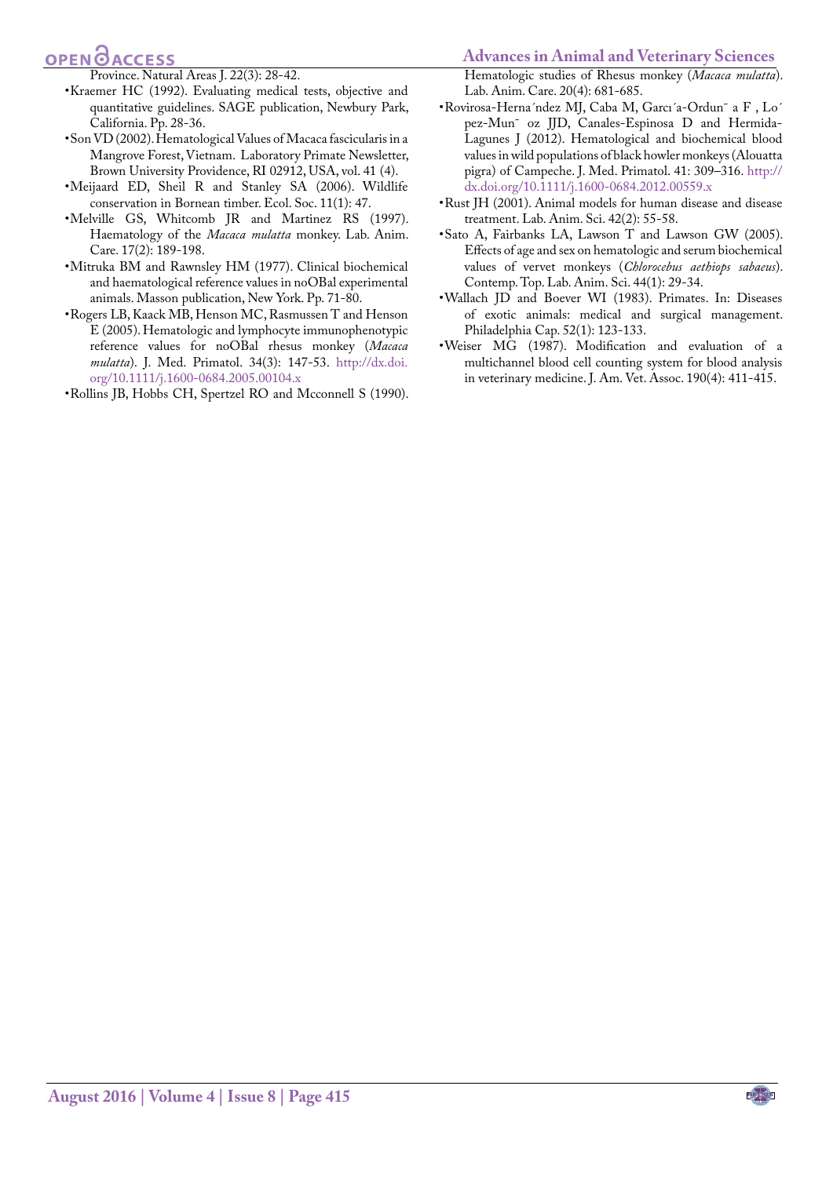Province. Natural Areas J. 22(3): 28-42.

- Kraemer HC (1992). Evaluating medical tests, objective and quantitative guidelines. SAGE publication, Newbury Park, California. Pp. 28-36.
- Son VD (2002). Hematological Values of Macaca fascicularis in a Mangrove Forest, Vietnam. Laboratory Primate Newsletter, Brown University Providence, RI 02912, USA, vol. 41 (4).
- Meijaard ED, Sheil R and Stanley SA (2006). Wildlife conservation in Bornean timber. Ecol. Soc. 11(1): 47.
- Melville GS, Whitcomb JR and Martinez RS (1997). Haematology of the *Macaca mulatta* monkey. Lab. Anim. Care. 17(2): 189-198.
- Mitruka BM and Rawnsley HM (1977). Clinical biochemical and haematological reference values in noOBal experimental animals. Masson publication, New York. Pp. 71-80.
- Rogers LB, Kaack MB, Henson MC, Rasmussen T and Henson E (2005). Hematologic and lymphocyte immunophenotypic reference values for noOBal rhesus monkey (*Macaca mulatta*). J. Med. Primatol. 34(3): 147-53. http://dx.doi.org/10.1111/j.1600-0684.2005.00104.x
- Rollins JB, Hobbs CH, Spertzel RO and Mcconnell S (1990). Hematologic studies of Rhesus monkey (*Macaca mulatta*). Lab. Anim. Care. 20(4): 681-685.
- Rovirosa-Herna´ndez MJ, Caba M, Garcı´a-Ordun˜ a F , Lo´pez-Mun˜ oz JJD, Canales-Espinosa D and Hermida-Lagunes J (2012). Hematological and biochemical blood values in wild populations of black howler monkeys (Alouatta pigra) of Campeche. J. Med. Primatol. 41: 309–316. http://dx.doi.org/10.1111/j.1600-0684.2012.00559.x
- Rust JH (2001). Animal models for human disease and disease treatment. Lab. Anim. Sci. 42(2): 55-58.
- Sato A, Fairbanks LA, Lawson T and Lawson GW (2005). Effects of age and sex on hematologic and serum biochemical values of vervet monkeys (*Chlorocebus aethiops sabaeus*). Contemp. Top. Lab. Anim. Sci. 44(1): 29-34.
- Wallach JD and Boever WI (1983). Primates. In: Diseases of exotic animals: medical and surgical management. Philadelphia Cap. 52(1): 123-133.
- Weiser MG (1987). Modification and evaluation of a multichannel blood cell counting system for blood analysis in veterinary medicine. J. Am. Vet. Assoc. 190(4): 411-415.